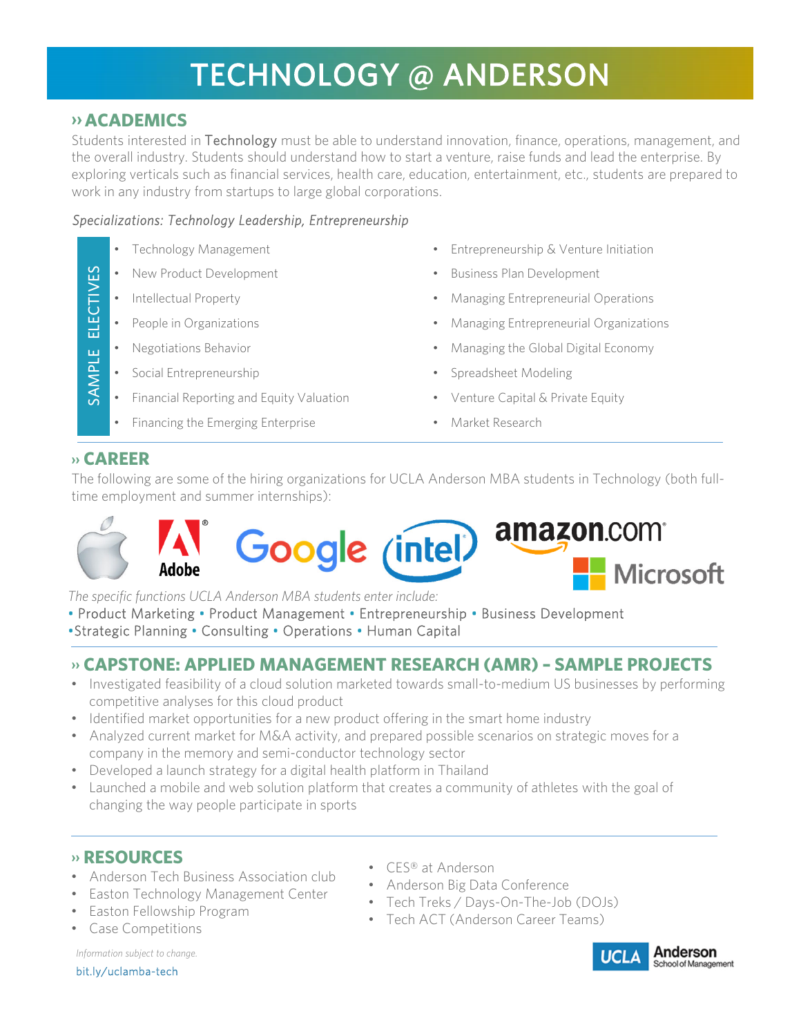# TECHNOLOGY @ ANDERSON

## ›› ACADEMICS

Students interested in Technology must be able to understand innovation, finance, operations, management, and the overall industry. Students should understand how to start a venture, raise funds and lead the enterprise. By exploring verticals such as financial services, health care, education, entertainment, etc., students are prepared to work in any industry from startups to large global corporations.

*Specializations: Technology Leadership, Entrepreneurship*

SAMPLE ELECTIVES

- Technology Management
- New Product Development
- Intellectual Property
- People in Organizations
- Negotiations Behavior
- Social Entrepreneurship
- Financial Reporting and Equity Valuation
- Financing the Emerging Enterprise
- Entrepreneurship & Venture Initiation
- Business Plan Development
- Managing Entrepreneurial Operations
- Managing Entrepreneurial Organizations
- Managing the Global Digital Economy
- Spreadsheet Modeling
- Venture Capital & Private Equity
- Market Research

## ›› CAREER

The following are some of the hiring organizations for UCLA Anderson MBA students in Technology (both full-time employment and summer internships):

Apple • Adobe • Google • Intel • amazon.com • Microsoft

*The specific functions UCLA Anderson MBA students enter include:*

• Product Marketing • Product Management • Entrepreneurship • Business Development
• Strategic Planning • Consulting • Operations • Human Capital

## ›› CAPSTONE: APPLIED MANAGEMENT RESEARCH (AMR) – SAMPLE PROJECTS

- Investigated feasibility of a cloud solution marketed towards small-to-medium US businesses by performing competitive analyses for this cloud product
- Identified market opportunities for a new product offering in the smart home industry
- Analyzed current market for M&A activity, and prepared possible scenarios on strategic moves for a company in the memory and semi-conductor technology sector
- Developed a launch strategy for a digital health platform in Thailand
- Launched a mobile and web solution platform that creates a community of athletes with the goal of changing the way people participate in sports

## ›› RESOURCES

- Anderson Tech Business Association club
- Easton Technology Management Center
- Easton Fellowship Program
- Case Competitions
- CES® at Anderson
- Anderson Big Data Conference
- Tech Treks / Days-On-The-Job (DOJs)
- Tech ACT (Anderson Career Teams)

*Information subject to change.*

bit.ly/uclamba-tech

UCLA Anderson School of Management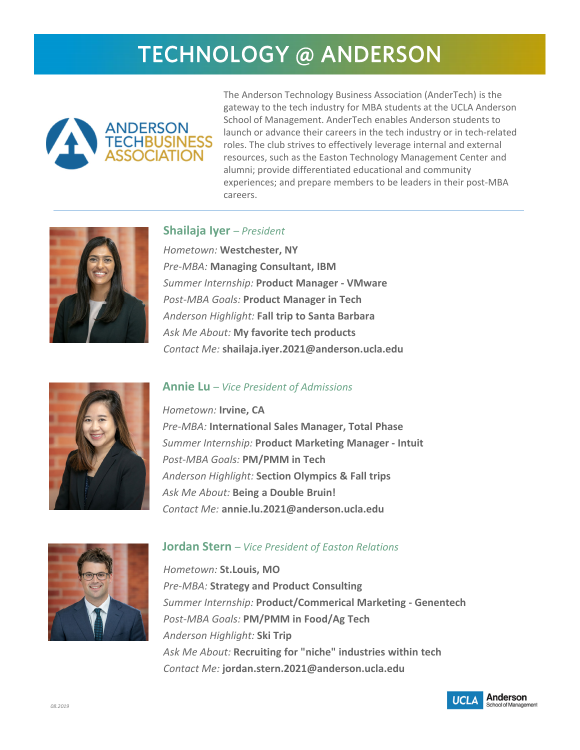# TECHNOLOGY @ ANDERSON

ANDERSON TECHBUSINESS ASSOCIATION

The Anderson Technology Business Association (AnderTech) is the gateway to the tech industry for MBA students at the UCLA Anderson School of Management. AnderTech enables Anderson students to launch or advance their careers in the tech industry or in tech-related roles. The club strives to effectively leverage internal and external resources, such as the Easton Technology Management Center and alumni; provide differentiated educational and community experiences; and prepare members to be leaders in their post-MBA careers.

---

## Shailaja Iyer – *President*

*Hometown:* **Westchester, NY**
*Pre-MBA:* **Managing Consultant, IBM**
*Summer Internship:* **Product Manager - VMware**
*Post-MBA Goals:* **Product Manager in Tech**
*Anderson Highlight:* **Fall trip to Santa Barbara**
*Ask Me About:* **My favorite tech products**
*Contact Me:* **shailaja.iyer.2021@anderson.ucla.edu**

## Annie Lu – *Vice President of Admissions*

*Hometown:* **Irvine, CA**
*Pre-MBA:* **International Sales Manager, Total Phase**
*Summer Internship:* **Product Marketing Manager - Intuit**
*Post-MBA Goals:* **PM/PMM in Tech**
*Anderson Highlight:* **Section Olympics & Fall trips**
*Ask Me About:* **Being a Double Bruin!**
*Contact Me:* **annie.lu.2021@anderson.ucla.edu**

## Jordan Stern – *Vice President of Easton Relations*

*Hometown:* **St.Louis, MO**
*Pre-MBA:* **Strategy and Product Consulting**
*Summer Internship:* **Product/Commerical Marketing - Genentech**
*Post-MBA Goals:* **PM/PMM in Food/Ag Tech**
*Anderson Highlight:* **Ski Trip**
*Ask Me About:* **Recruiting for "niche" industries within tech**
*Contact Me:* **jordan.stern.2021@anderson.ucla.edu**

08.2019

UCLA Anderson School of Management